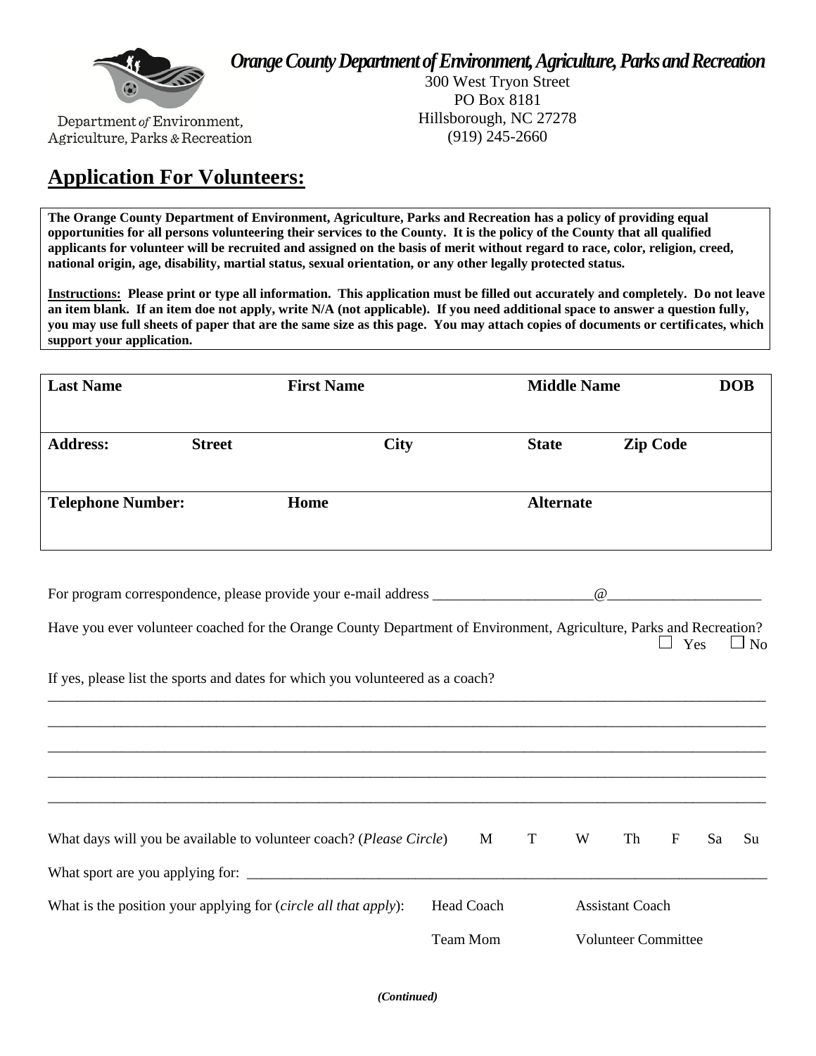Department *of* Environment, Agriculture, Parks & Recreation

***Orange County Department of Environment, Agriculture, Parks and Recreation***

300 West Tryon Street
PO Box 8181
Hillsborough, NC 27278
(919) 245-2660

# Application For Volunteers:

**The Orange County Department of Environment, Agriculture, Parks and Recreation has a policy of providing equal opportunities for all persons volunteering their services to the County. It is the policy of the County that all qualified applicants for volunteer will be recruited and assigned on the basis of merit without regard to race, color, religion, creed, national origin, age, disability, martial status, sexual orientation, or any other legally protected status.**

**Instructions: Please print or type all information. This application must be filled out accurately and completely. Do not leave an item blank. If an item doe not apply, write N/A (not applicable). If you need additional space to answer a question fully, you may use full sheets of paper that are the same size as this page. You may attach copies of documents or certificates, which support your application.**

| **Last Name** | | **First Name** | **Middle Name** | | **DOB** |
|---|---|---|---|---|---|
| | | | | | |
| **Address:** | **Street** | **City** | **State** | **Zip Code** | |
| | | | | | |
| **Telephone Number:** | | **Home** | **Alternate** | | |
| | | | | | |

For program correspondence, please provide your e-mail address ______________________@_____________________

Have you ever volunteer coached for the Orange County Department of Environment, Agriculture, Parks and Recreation?
☐ Yes ☐ No

If yes, please list the sports and dates for which you volunteered as a coach?

_______________________________________________________________________________________________

_______________________________________________________________________________________________

_______________________________________________________________________________________________

_______________________________________________________________________________________________

_______________________________________________________________________________________________

What days will you be available to volunteer coach? (*Please Circle*) M T W Th F Sa Su

What sport are you applying for: ___________________________________________________________________________

What is the position your applying for (*circle all that apply*): Head Coach Assistant Coach

Team Mom Volunteer Committee

***(Continued)***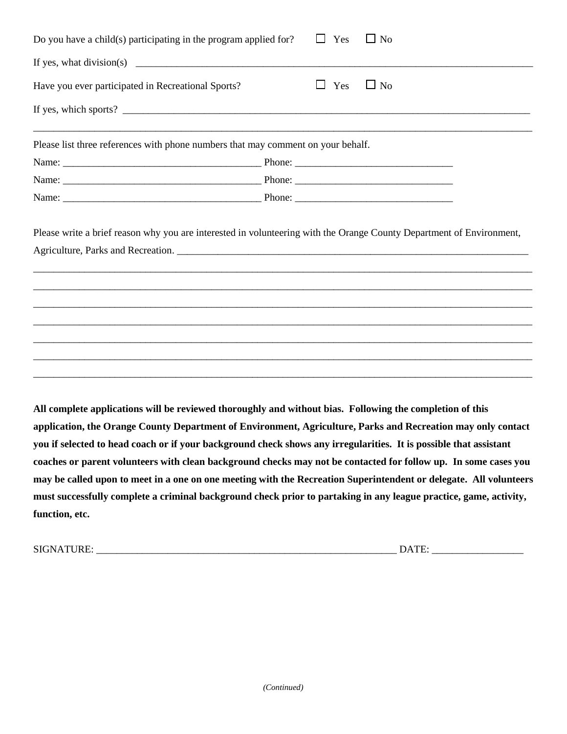Do you have a child(s) participating in the program applied for? ☐ Yes ☐ No

If yes, what division(s) ___________________________________________________________________________

Have you ever participated in Recreational Sports? ☐ Yes ☐ No

If yes, which sports? ______________________________________________________________________________

_________________________________________________________________________________________________

Please list three references with phone numbers that may comment on your behalf.

Name: _______________________________________ Phone: ______________________________

Name: _______________________________________ Phone: ______________________________

Name: _______________________________________ Phone: ______________________________

Please write a brief reason why you are interested in volunteering with the Orange County Department of Environment, Agriculture, Parks and Recreation. ________________________________________________________________________

_________________________________________________________________________________________________

_________________________________________________________________________________________________

_________________________________________________________________________________________________

_________________________________________________________________________________________________

_________________________________________________________________________________________________

_________________________________________________________________________________________________

_________________________________________________________________________________________________

**All complete applications will be reviewed thoroughly and without bias. Following the completion of this application, the Orange County Department of Environment, Agriculture, Parks and Recreation may only contact you if selected to head coach or if your background check shows any irregularities. It is possible that assistant coaches or parent volunteers with clean background checks may not be contacted for follow up. In some cases you may be called upon to meet in a one on one meeting with the Recreation Superintendent or delegate. All volunteers must successfully complete a criminal background check prior to partaking in any league practice, game, activity, function, etc.**

SIGNATURE: ____________________________________________________________ DATE: __________________

*(Continued)*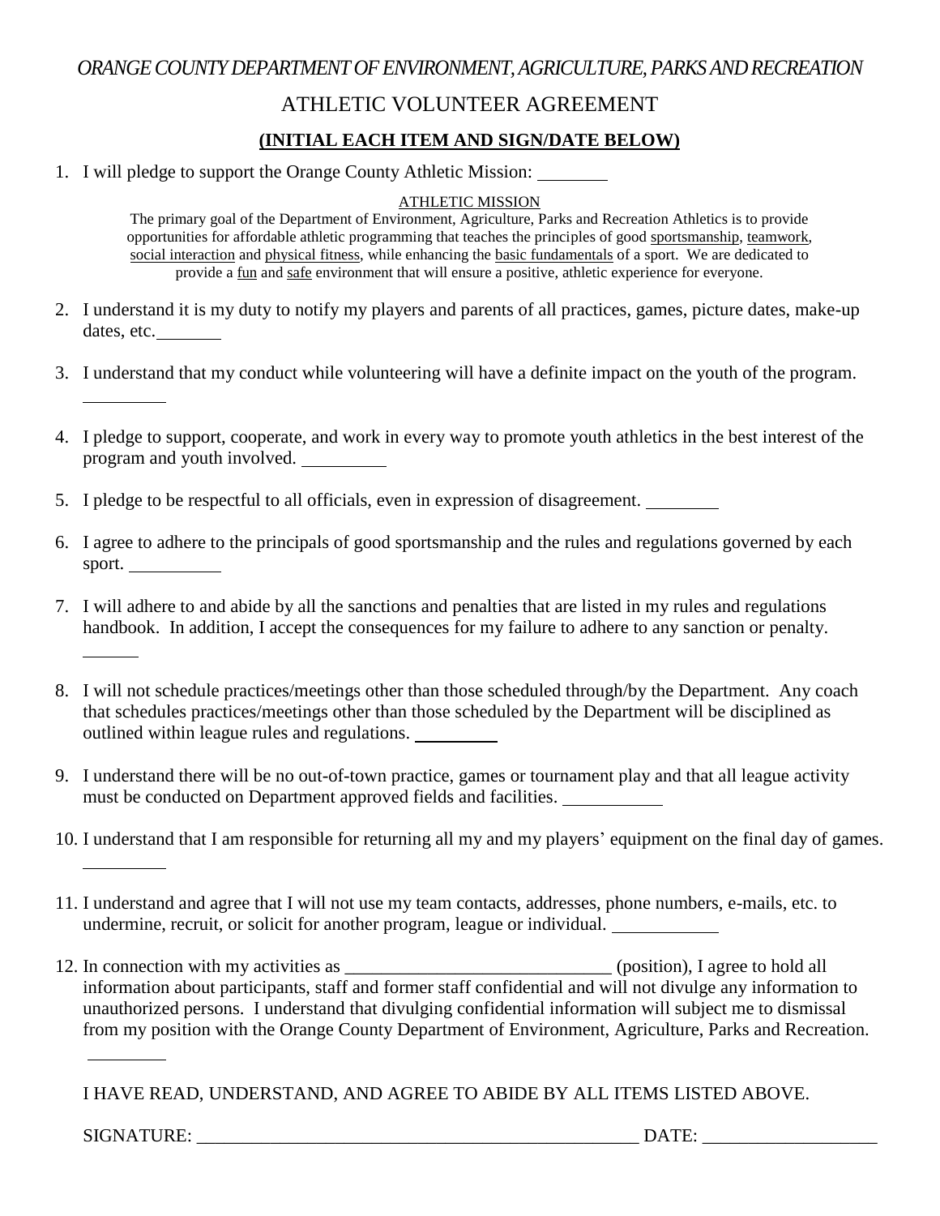*ORANGE COUNTY DEPARTMENT OF ENVIRONMENT, AGRICULTURE, PARKS AND RECREATION*

# ATHLETIC VOLUNTEER AGREEMENT

**(INITIAL EACH ITEM AND SIGN/DATE BELOW)**

1. I will pledge to support the Orange County Athletic Mission: ________

   ATHLETIC MISSION

   The primary goal of the Department of Environment, Agriculture, Parks and Recreation Athletics is to provide opportunities for affordable athletic programming that teaches the principles of good sportsmanship, teamwork, social interaction and physical fitness, while enhancing the basic fundamentals of a sport. We are dedicated to provide a fun and safe environment that will ensure a positive, athletic experience for everyone.

2. I understand it is my duty to notify my players and parents of all practices, games, picture dates, make-up dates, etc. ________

3. I understand that my conduct while volunteering will have a definite impact on the youth of the program. ________

4. I pledge to support, cooperate, and work in every way to promote youth athletics in the best interest of the program and youth involved. ________

5. I pledge to be respectful to all officials, even in expression of disagreement. ________

6. I agree to adhere to the principals of good sportsmanship and the rules and regulations governed by each sport. ________

7. I will adhere to and abide by all the sanctions and penalties that are listed in my rules and regulations handbook. In addition, I accept the consequences for my failure to adhere to any sanction or penalty. ________

8. I will not schedule practices/meetings other than those scheduled through/by the Department. Any coach that schedules practices/meetings other than those scheduled by the Department will be disciplined as outlined within league rules and regulations. ________

9. I understand there will be no out-of-town practice, games or tournament play and that all league activity must be conducted on Department approved fields and facilities. ________

10. I understand that I am responsible for returning all my and my players' equipment on the final day of games. ________

11. I understand and agree that I will not use my team contacts, addresses, phone numbers, e-mails, etc. to undermine, recruit, or solicit for another program, league or individual. ________

12. In connection with my activities as ____________________________ (position), I agree to hold all information about participants, staff and former staff confidential and will not divulge any information to unauthorized persons. I understand that divulging confidential information will subject me to dismissal from my position with the Orange County Department of Environment, Agriculture, Parks and Recreation. ________

I HAVE READ, UNDERSTAND, AND AGREE TO ABIDE BY ALL ITEMS LISTED ABOVE.

SIGNATURE: ______________________________________________ DATE: __________________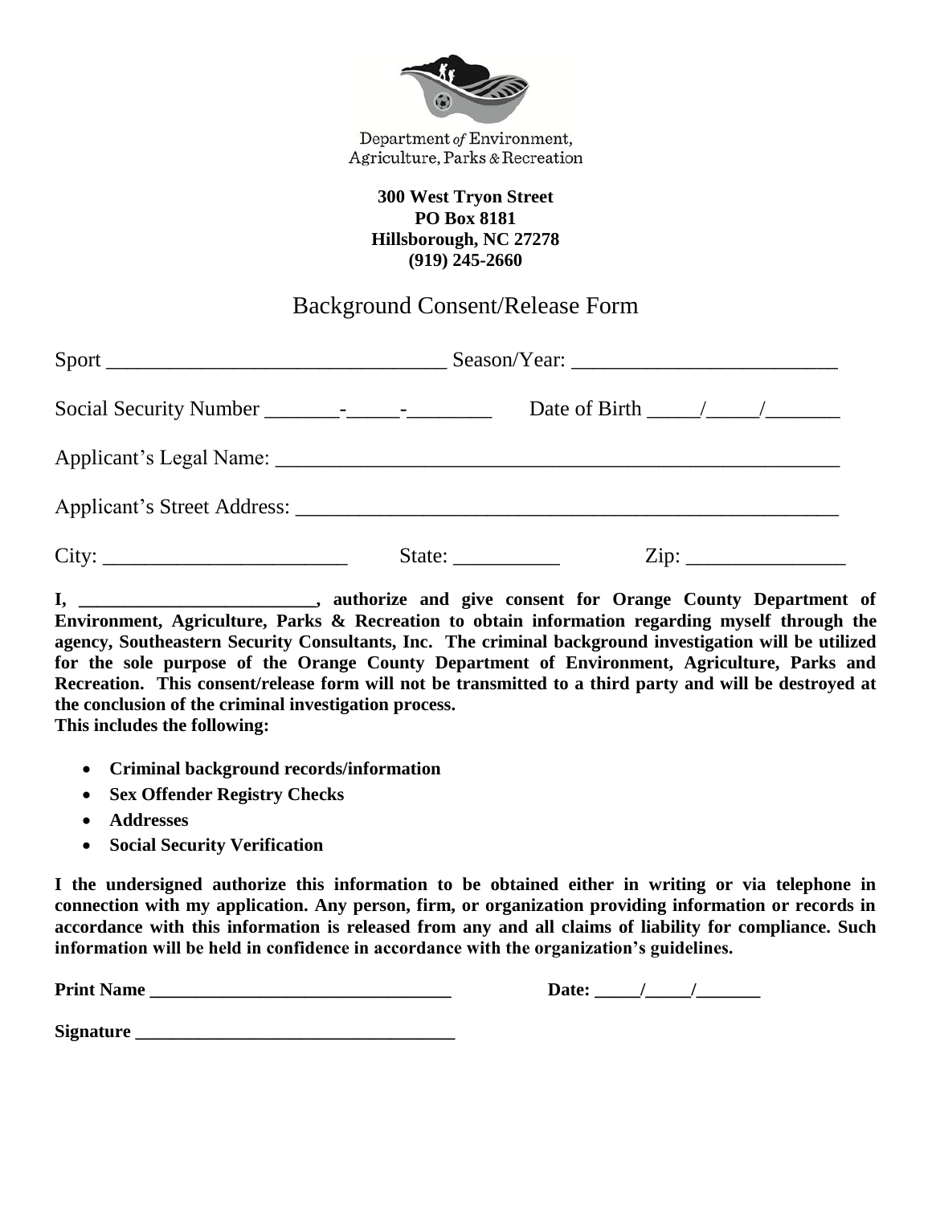Department *of* Environment, Agriculture, Parks & Recreation

**300 West Tryon Street**
**PO Box 8181**
**Hillsborough, NC 27278**
**(919) 245-2660**

# Background Consent/Release Form

Sport _______________________________ Season/Year: ________________________

Social Security Number _______-_____-________ Date of Birth _____/_____/_______

Applicant's Legal Name: ______________________________________________________

Applicant's Street Address: ___________________________________________________

City: ______________________ State: __________ Zip: _______________

**I, ________________________, authorize and give consent for Orange County Department of Environment, Agriculture, Parks & Recreation to obtain information regarding myself through the agency, Southeastern Security Consultants, Inc. The criminal background investigation will be utilized for the sole purpose of the Orange County Department of Environment, Agriculture, Parks and Recreation. This consent/release form will not be transmitted to a third party and will be destroyed at the conclusion of the criminal investigation process.**
**This includes the following:**

- **Criminal background records/information**
- **Sex Offender Registry Checks**
- **Addresses**
- **Social Security Verification**

**I the undersigned authorize this information to be obtained either in writing or via telephone in connection with my application. Any person, firm, or organization providing information or records in accordance with this information is released from any and all claims of liability for compliance. Such information will be held in confidence in accordance with the organization's guidelines.**

**Print Name ________________________________ Date: _____/_____/_______**

**Signature __________________________________**